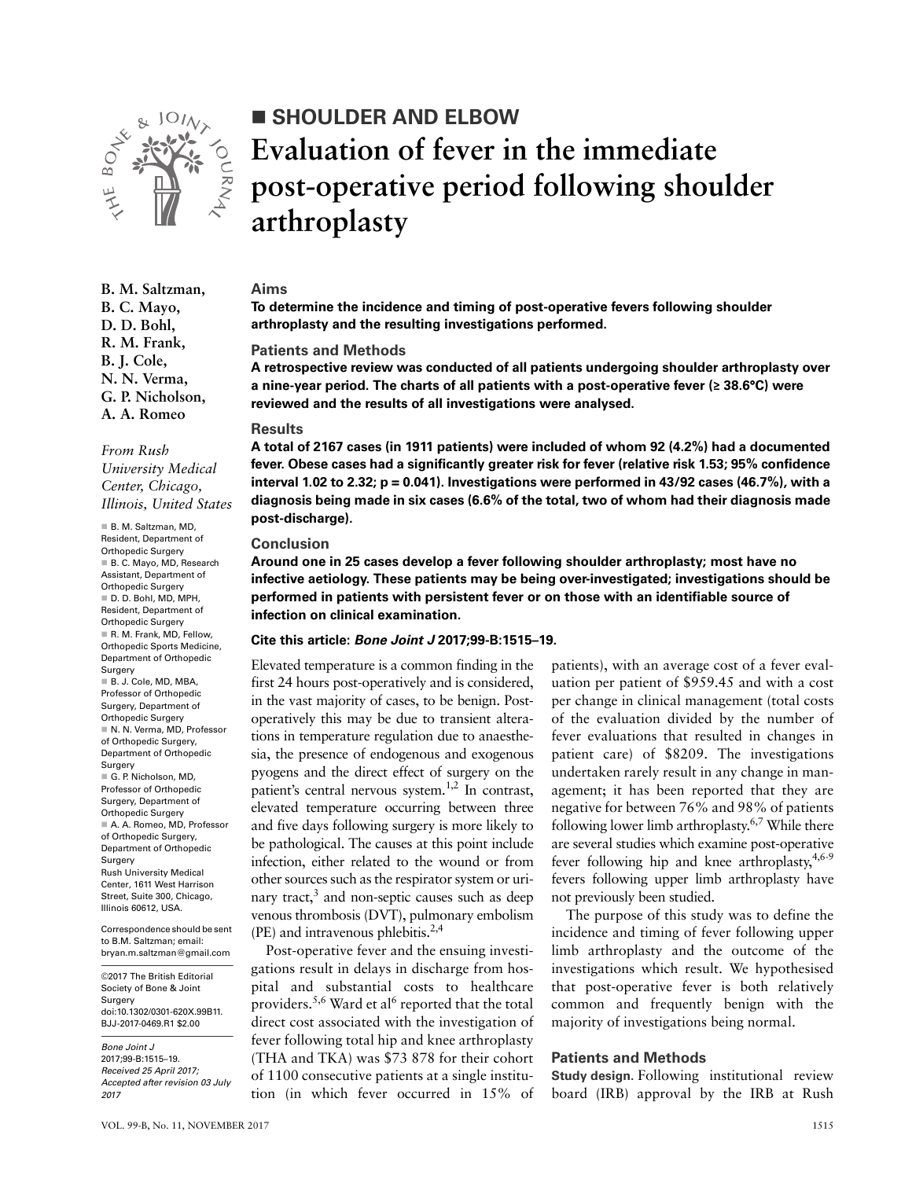■ SHOULDER AND ELBOW

# Evaluation of fever in the immediate post-operative period following shoulder arthroplasty

B. M. Saltzman,
B. C. Mayo,
D. D. Bohl,
R. M. Frank,
B. J. Cole,
N. N. Verma,
G. P. Nicholson,
A. A. Romeo

*From Rush University Medical Center, Chicago, Illinois, United States*

- B. M. Saltzman, MD, Resident, Department of Orthopedic Surgery
- B. C. Mayo, MD, Research Assistant, Department of Orthopedic Surgery
- D. D. Bohl, MD, MPH, Resident, Department of Orthopedic Surgery
- R. M. Frank, MD, Fellow, Orthopedic Sports Medicine, Department of Orthopedic Surgery
- B. J. Cole, MD, MBA, Professor of Orthopedic Surgery, Department of Orthopedic Surgery
- N. N. Verma, MD, Professor of Orthopedic Surgery, Department of Orthopedic Surgery
- G. P. Nicholson, MD, Professor of Orthopedic Surgery, Department of Orthopedic Surgery
- A. A. Romeo, MD, Professor of Orthopedic Surgery, Department of Orthopedic Surgery

Rush University Medical Center, 1611 West Harrison Street, Suite 300, Chicago, Illinois 60612, USA.

Correspondence should be sent to B.M. Saltzman; email: bryan.m.saltzman@gmail.com

©2017 The British Editorial Society of Bone & Joint Surgery
doi:10.1302/0301-620X.99B11.BJJ-2017-0469.R1 $2.00

*Bone Joint J* 2017;99-B:1515–19.
*Received 25 April 2017; Accepted after revision 03 July 2017*

## Aims

**To determine the incidence and timing of post-operative fevers following shoulder arthroplasty and the resulting investigations performed.**

## Patients and Methods

**A retrospective review was conducted of all patients undergoing shoulder arthroplasty over a nine-year period. The charts of all patients with a post-operative fever (≥ 38.6°C) were reviewed and the results of all investigations were analysed.**

## Results

**A total of 2167 cases (in 1911 patients) were included of whom 92 (4.2%) had a documented fever. Obese cases had a significantly greater risk for fever (relative risk 1.53; 95% confidence interval 1.02 to 2.32; p = 0.041). Investigations were performed in 43/92 cases (46.7%), with a diagnosis being made in six cases (6.6% of the total, two of whom had their diagnosis made post-discharge).**

## Conclusion

**Around one in 25 cases develop a fever following shoulder arthroplasty; most have no infective aetiology. These patients may be being over-investigated; investigations should be performed in patients with persistent fever or on those with an identifiable source of infection on clinical examination.**

**Cite this article: *Bone Joint J* 2017;99-B:1515–19.**

Elevated temperature is a common finding in the first 24 hours post-operatively and is considered, in the vast majority of cases, to be benign. Post-operatively this may be due to transient alterations in temperature regulation due to anaesthesia, the presence of endogenous and exogenous pyogens and the direct effect of surgery on the patient's central nervous system.[1,2] In contrast, elevated temperature occurring between three and five days following surgery is more likely to be pathological. The causes at this point include infection, either related to the wound or from other sources such as the respirator system or urinary tract,[3] and non-septic causes such as deep venous thrombosis (DVT), pulmonary embolism (PE) and intravenous phlebitis.[2,4]

Post-operative fever and the ensuing investigations result in delays in discharge from hospital and substantial costs to healthcare providers.[5,6] Ward et al[6] reported that the total direct cost associated with the investigation of fever following total hip and knee arthroplasty (THA and TKA) was $73 878 for their cohort of 1100 consecutive patients at a single institution (in which fever occurred in 15% of patients), with an average cost of a fever evaluation per patient of $959.45 and with a cost per change in clinical management (total costs of the evaluation divided by the number of fever evaluations that resulted in changes in patient care) of $8209. The investigations undertaken rarely result in any change in management; it has been reported that they are negative for between 76% and 98% of patients following lower limb arthroplasty.[6,7] While there are several studies which examine post-operative fever following hip and knee arthroplasty,[4,6-9] fevers following upper limb arthroplasty have not previously been studied.

The purpose of this study was to define the incidence and timing of fever following upper limb arthroplasty and the outcome of the investigations which result. We hypothesised that post-operative fever is both relatively common and frequently benign with the majority of investigations being normal.

## Patients and Methods

**Study design.** Following institutional review board (IRB) approval by the IRB at Rush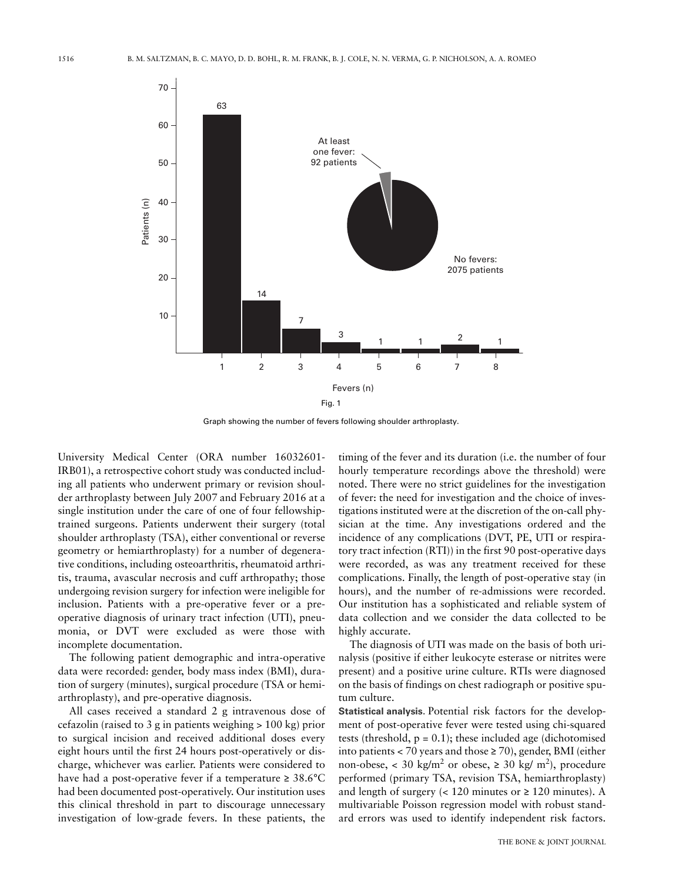Fig. 1

Graph showing the number of fevers following shoulder arthroplasty.

University Medical Center (ORA number 16032601-IRB01), a retrospective cohort study was conducted including all patients who underwent primary or revision shoulder arthroplasty between July 2007 and February 2016 at a single institution under the care of one of four fellowship-trained surgeons. Patients underwent their surgery (total shoulder arthroplasty (TSA), either conventional or reverse geometry or hemiarthroplasty) for a number of degenerative conditions, including osteoarthritis, rheumatoid arthritis, trauma, avascular necrosis and cuff arthropathy; those undergoing revision surgery for infection were ineligible for inclusion. Patients with a pre-operative fever or a pre-operative diagnosis of urinary tract infection (UTI), pneumonia, or DVT were excluded as were those with incomplete documentation.

The following patient demographic and intra-operative data were recorded: gender, body mass index (BMI), duration of surgery (minutes), surgical procedure (TSA or hemiarthroplasty), and pre-operative diagnosis.

All cases received a standard 2 g intravenous dose of cefazolin (raised to 3 g in patients weighing > 100 kg) prior to surgical incision and received additional doses every eight hours until the first 24 hours post-operatively or discharge, whichever was earlier. Patients were considered to have had a post-operative fever if a temperature ≥ 38.6°C had been documented post-operatively. Our institution uses this clinical threshold in part to discourage unnecessary investigation of low-grade fevers. In these patients, the timing of the fever and its duration (i.e. the number of four hourly temperature recordings above the threshold) were noted. There were no strict guidelines for the investigation of fever: the need for investigation and the choice of investigations instituted were at the discretion of the on-call physician at the time. Any investigations ordered and the incidence of any complications (DVT, PE, UTI or respiratory tract infection (RTI)) in the first 90 post-operative days were recorded, as was any treatment received for these complications. Finally, the length of post-operative stay (in hours), and the number of re-admissions were recorded. Our institution has a sophisticated and reliable system of data collection and we consider the data collected to be highly accurate.

The diagnosis of UTI was made on the basis of both urinalysis (positive if either leukocyte esterase or nitrites were present) and a positive urine culture. RTIs were diagnosed on the basis of findings on chest radiograph or positive sputum culture.

**Statistical analysis**. Potential risk factors for the development of post-operative fever were tested using chi-squared tests (threshold, $p = 0.1$); these included age (dichotomised into patients < 70 years and those ≥ 70), gender, BMI (either non-obese, < 30 kg/m$^2$ or obese, ≥ 30 kg/ m$^2$), procedure performed (primary TSA, revision TSA, hemiarthroplasty) and length of surgery (< 120 minutes or ≥ 120 minutes). A multivariable Poisson regression model with robust standard errors was used to identify independent risk factors.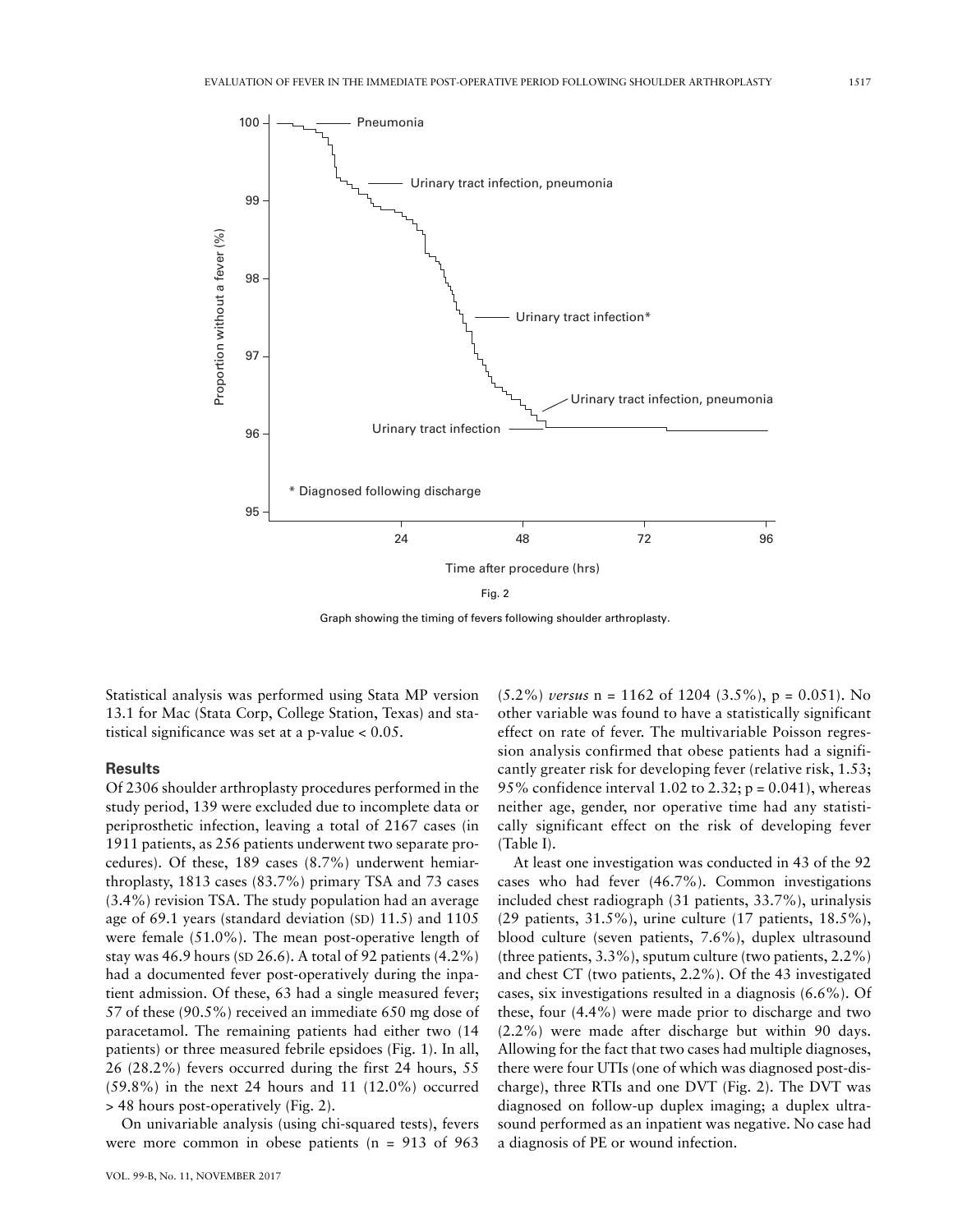Fig. 2

Graph showing the timing of fevers following shoulder arthroplasty.

Statistical analysis was performed using Stata MP version 13.1 for Mac (Stata Corp, College Station, Texas) and statistical significance was set at a p-value < 0.05.

## Results

Of 2306 shoulder arthroplasty procedures performed in the study period, 139 were excluded due to incomplete data or periprosthetic infection, leaving a total of 2167 cases (in 1911 patients, as 256 patients underwent two separate procedures). Of these, 189 cases (8.7%) underwent hemiarthroplasty, 1813 cases (83.7%) primary TSA and 73 cases (3.4%) revision TSA. The study population had an average age of 69.1 years (standard deviation (SD) 11.5) and 1105 were female (51.0%). The mean post-operative length of stay was 46.9 hours (SD 26.6). A total of 92 patients (4.2%) had a documented fever post-operatively during the inpatient admission. Of these, 63 had a single measured fever; 57 of these (90.5%) received an immediate 650 mg dose of paracetamol. The remaining patients had either two (14 patients) or three measured febrile epsidoes (Fig. 1). In all, 26 (28.2%) fevers occurred during the first 24 hours, 55 (59.8%) in the next 24 hours and 11 (12.0%) occurred > 48 hours post-operatively (Fig. 2).

On univariable analysis (using chi-squared tests), fevers were more common in obese patients (n = 913 of 963 (5.2%) *versus* n = 1162 of 1204 (3.5%), p = 0.051). No other variable was found to have a statistically significant effect on rate of fever. The multivariable Poisson regression analysis confirmed that obese patients had a significantly greater risk for developing fever (relative risk, 1.53; 95% confidence interval 1.02 to 2.32; p = 0.041), whereas neither age, gender, nor operative time had any statistically significant effect on the risk of developing fever (Table I).

At least one investigation was conducted in 43 of the 92 cases who had fever (46.7%). Common investigations included chest radiograph (31 patients, 33.7%), urinalysis (29 patients, 31.5%), urine culture (17 patients, 18.5%), blood culture (seven patients, 7.6%), duplex ultrasound (three patients, 3.3%), sputum culture (two patients, 2.2%) and chest CT (two patients, 2.2%). Of the 43 investigated cases, six investigations resulted in a diagnosis (6.6%). Of these, four (4.4%) were made prior to discharge and two (2.2%) were made after discharge but within 90 days. Allowing for the fact that two cases had multiple diagnoses, there were four UTIs (one of which was diagnosed post-discharge), three RTIs and one DVT (Fig. 2). The DVT was diagnosed on follow-up duplex imaging; a duplex ultrasound performed as an inpatient was negative. No case had a diagnosis of PE or wound infection.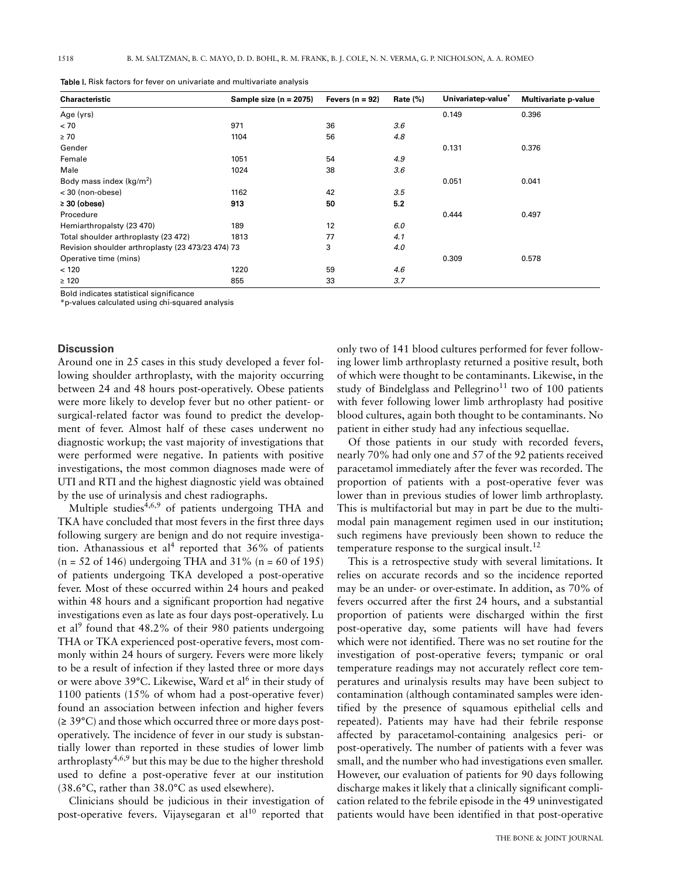Table I. Risk factors for fever on univariate and multivariate analysis

| Characteristic | Sample size (n = 2075) | Fevers (n = 92) | Rate (%) | Univariatep-value* | Multivariate p-value |
|---|---|---|---|---|---|
| Age (yrs) | | | | 0.149 | 0.396 |
| < 70 | 971 | 36 | *3.6* | | |
| ≥ 70 | 1104 | 56 | *4.8* | | |
| Gender | | | | 0.131 | 0.376 |
| Female | 1051 | 54 | *4.9* | | |
| Male | 1024 | 38 | *3.6* | | |
| Body mass index (kg/m$^2$) | | | | 0.051 | 0.041 |
| < 30 (non-obese) | 1162 | 42 | *3.5* | | |
| **≥ 30 (obese)** | **913** | **50** | **5.2** | | |
| Procedure | | | | 0.444 | 0.497 |
| Hemiarthropalsty (23 470) | 189 | 12 | *6.0* | | |
| Total shoulder arthroplasty (23 472) | 1813 | 77 | *4.1* | | |
| Revision shoulder arthroplasty (23 473/23 474) | 73 | 3 | *4.0* | | |
| Operative time (mins) | | | | 0.309 | 0.578 |
| < 120 | 1220 | 59 | *4.6* | | |
| ≥ 120 | 855 | 33 | *3.7* | | |

Bold indicates statistical significance
*p-values calculated using chi-squared analysis

## Discussion

Around one in 25 cases in this study developed a fever following shoulder arthroplasty, with the majority occurring between 24 and 48 hours post-operatively. Obese patients were more likely to develop fever but no other patient- or surgical-related factor was found to predict the development of fever. Almost half of these cases underwent no diagnostic workup; the vast majority of investigations that were performed were negative. In patients with positive investigations, the most common diagnoses made were of UTI and RTI and the highest diagnostic yield was obtained by the use of urinalysis and chest radiographs.

Multiple studies[4,6,9] of patients undergoing THA and TKA have concluded that most fevers in the first three days following surgery are benign and do not require investigation. Athanassious et al[4] reported that 36% of patients (n = 52 of 146) undergoing THA and 31% (n = 60 of 195) of patients undergoing TKA developed a post-operative fever. Most of these occurred within 24 hours and peaked within 48 hours and a significant proportion had negative investigations even as late as four days post-operatively. Lu et al[9] found that 48.2% of their 980 patients undergoing THA or TKA experienced post-operative fevers, most commonly within 24 hours of surgery. Fevers were more likely to be a result of infection if they lasted three or more days or were above 39°C. Likewise, Ward et al[6] in their study of 1100 patients (15% of whom had a post-operative fever) found an association between infection and higher fevers (≥ 39°C) and those which occurred three or more days post-operatively. The incidence of fever in our study is substantially lower than reported in these studies of lower limb arthroplasty[4,6,9] but this may be due to the higher threshold used to define a post-operative fever at our institution (38.6°C, rather than 38.0°C as used elsewhere).

Clinicians should be judicious in their investigation of post-operative fevers. Vijaysegaran et al[10] reported that only two of 141 blood cultures performed for fever following lower limb arthroplasty returned a positive result, both of which were thought to be contaminants. Likewise, in the study of Bindelglass and Pellegrino[11] two of 100 patients with fever following lower limb arthroplasty had positive blood cultures, again both thought to be contaminants. No patient in either study had any infectious sequellae.

Of those patients in our study with recorded fevers, nearly 70% had only one and 57 of the 92 patients received paracetamol immediately after the fever was recorded. The proportion of patients with a post-operative fever was lower than in previous studies of lower limb arthroplasty. This is multifactorial but may in part be due to the multimodal pain management regimen used in our institution; such regimens have previously been shown to reduce the temperature response to the surgical insult.[12]

This is a retrospective study with several limitations. It relies on accurate records and so the incidence reported may be an under- or over-estimate. In addition, as 70% of fevers occurred after the first 24 hours, and a substantial proportion of patients were discharged within the first post-operative day, some patients will have had fevers which were not identified. There was no set routine for the investigation of post-operative fevers; tympanic or oral temperature readings may not accurately reflect core temperatures and urinalysis results may have been subject to contamination (although contaminated samples were identified by the presence of squamous epithelial cells and repeated). Patients may have had their febrile response affected by paracetamol-containing analgesics peri- or post-operatively. The number of patients with a fever was small, and the number who had investigations even smaller. However, our evaluation of patients for 90 days following discharge makes it likely that a clinically significant complication related to the febrile episode in the 49 uninvestigated patients would have been identified in that post-operative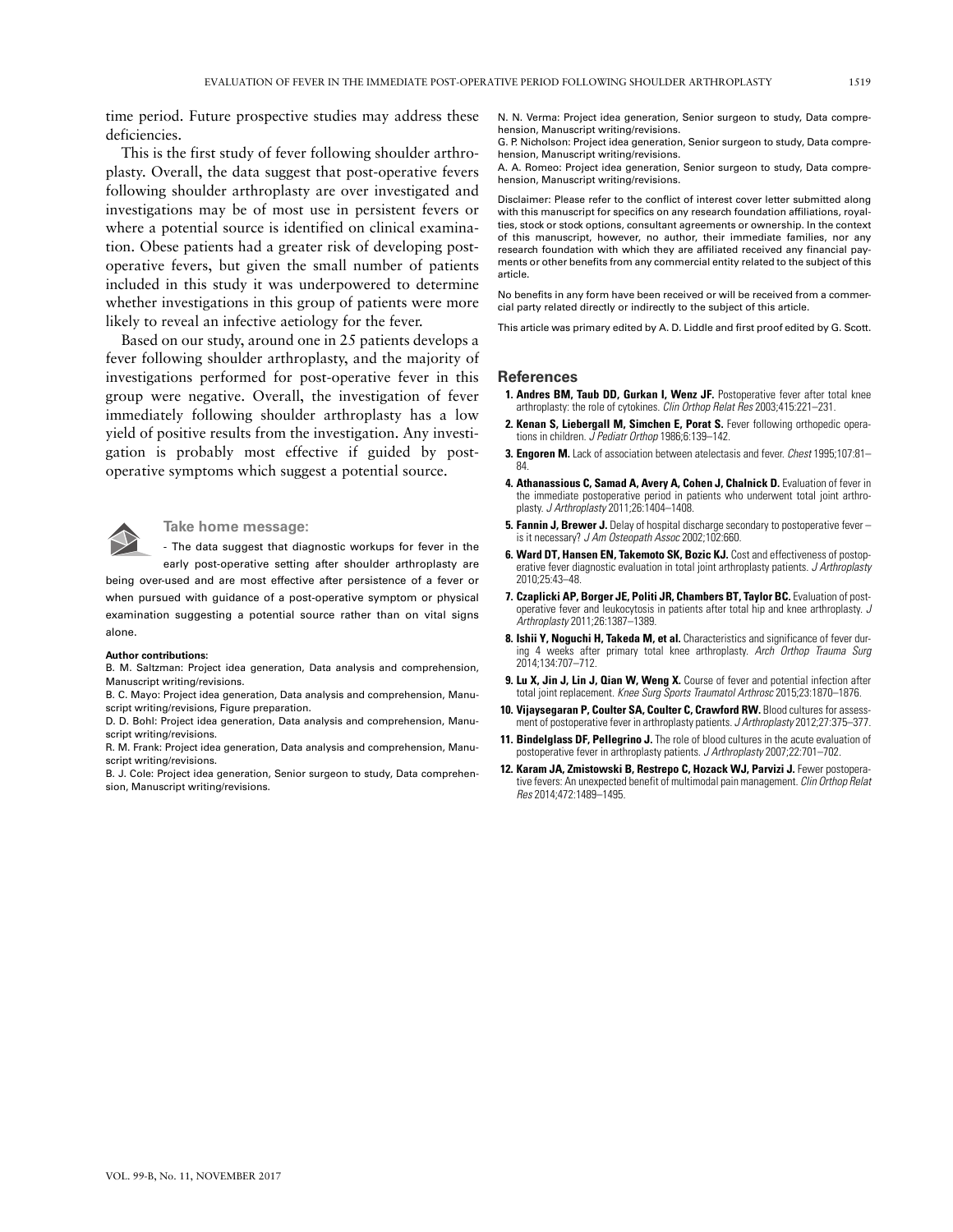time period. Future prospective studies may address these deficiencies.

This is the first study of fever following shoulder arthroplasty. Overall, the data suggest that post-operative fevers following shoulder arthroplasty are over investigated and investigations may be of most use in persistent fevers or where a potential source is identified on clinical examination. Obese patients had a greater risk of developing post-operative fevers, but given the small number of patients included in this study it was underpowered to determine whether investigations in this group of patients were more likely to reveal an infective aetiology for the fever.

Based on our study, around one in 25 patients develops a fever following shoulder arthroplasty, and the majority of investigations performed for post-operative fever in this group were negative. Overall, the investigation of fever immediately following shoulder arthroplasty has a low yield of positive results from the investigation. Any investigation is probably most effective if guided by post-operative symptoms which suggest a potential source.

**Take home message:**

- The data suggest that diagnostic workups for fever in the early post-operative setting after shoulder arthroplasty are being over-used and are most effective after persistence of a fever or when pursued with guidance of a post-operative symptom or physical examination suggesting a potential source rather than on vital signs alone.

**Author contributions:**

B. M. Saltzman: Project idea generation, Data analysis and comprehension, Manuscript writing/revisions.

B. C. Mayo: Project idea generation, Data analysis and comprehension, Manuscript writing/revisions, Figure preparation.

D. D. Bohl: Project idea generation, Data analysis and comprehension, Manuscript writing/revisions.

R. M. Frank: Project idea generation, Data analysis and comprehension, Manuscript writing/revisions.

B. J. Cole: Project idea generation, Senior surgeon to study, Data comprehension, Manuscript writing/revisions.

N. N. Verma: Project idea generation, Senior surgeon to study, Data comprehension, Manuscript writing/revisions.

G. P. Nicholson: Project idea generation, Senior surgeon to study, Data comprehension, Manuscript writing/revisions.

A. A. Romeo: Project idea generation, Senior surgeon to study, Data comprehension, Manuscript writing/revisions.

Disclaimer: Please refer to the conflict of interest cover letter submitted along with this manuscript for specifics on any research foundation affiliations, royalties, stock or stock options, consultant agreements or ownership. In the context of this manuscript, however, no author, their immediate families, nor any research foundation with which they are affiliated received any financial payments or other benefits from any commercial entity related to the subject of this article.

No benefits in any form have been received or will be received from a commercial party related directly or indirectly to the subject of this article.

This article was primary edited by A. D. Liddle and first proof edited by G. Scott.

## References

1. **Andres BM, Taub DD, Gurkan I, Wenz JF.** Postoperative fever after total knee arthroplasty: the role of cytokines. *Clin Orthop Relat Res* 2003;415:221–231.
2. **Kenan S, Liebergall M, Simchen E, Porat S.** Fever following orthopedic operations in children. *J Pediatr Orthop* 1986;6:139–142.
3. **Engoren M.** Lack of association between atelectasis and fever. *Chest* 1995;107:81–84.
4. **Athanassious C, Samad A, Avery A, Cohen J, Chalnick D.** Evaluation of fever in the immediate postoperative period in patients who underwent total joint arthroplasty. *J Arthroplasty* 2011;26:1404–1408.
5. **Fannin J, Brewer J.** Delay of hospital discharge secondary to postoperative fever – is it necessary? *J Am Osteopath Assoc* 2002;102:660.
6. **Ward DT, Hansen EN, Takemoto SK, Bozic KJ.** Cost and effectiveness of postoperative fever diagnostic evaluation in total joint arthroplasty patients. *J Arthroplasty* 2010;25:43–48.
7. **Czaplicki AP, Borger JE, Politi JR, Chambers BT, Taylor BC.** Evaluation of postoperative fever and leukocytosis in patients after total hip and knee arthroplasty. *J Arthroplasty* 2011;26:1387–1389.
8. **Ishii Y, Noguchi H, Takeda M, et al.** Characteristics and significance of fever during 4 weeks after primary total knee arthroplasty. *Arch Orthop Trauma Surg* 2014;134:707–712.
9. **Lu X, Jin J, Lin J, Qian W, Weng X.** Course of fever and potential infection after total joint replacement. *Knee Surg Sports Traumatol Arthrosc* 2015;23:1870–1876.
10. **Vijaysegaran P, Coulter SA, Coulter C, Crawford RW.** Blood cultures for assessment of postoperative fever in arthroplasty patients. *J Arthroplasty* 2012;27:375–377.
11. **Bindelglass DF, Pellegrino J.** The role of blood cultures in the acute evaluation of postoperative fever in arthroplasty patients. *J Arthroplasty* 2007;22:701–702.
12. **Karam JA, Zmistowski B, Restrepo C, Hozack WJ, Parvizi J.** Fewer postoperative fevers: An unexpected benefit of multimodal pain management. *Clin Orthop Relat Res* 2014;472:1489–1495.